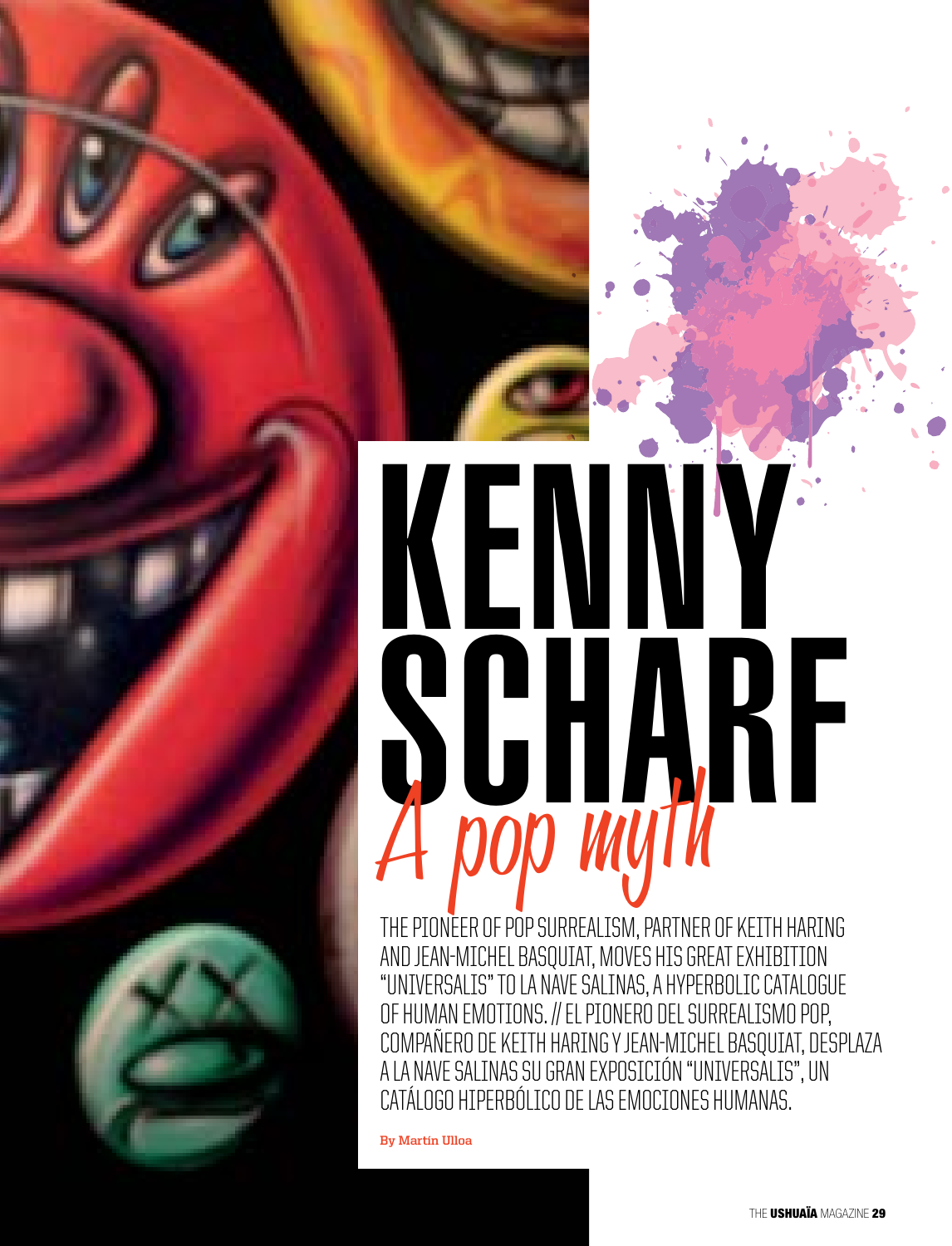# KENNY SCHARF

## *A pop myth*

THE PIONEER OF POP SURREALISM, PARTNER OF KEITH HARING AND JEAN-MICHEL BASQUIAT, MOVES HIS GREAT EXHIBITION "UNIVERSALIS" TO LA NAVE SALINAS, A HYPERBOLIC CATALOGUE OF HUMAN EMOTIONS. // EL PIONERO DEL SURREALISMO POP, COMPAÑERO DE KEITH HARING Y JEAN-MICHEL BASQUIAT, DESPLAZA A LA NAVE SALINAS SU GRAN EXPOSICIÓN "UNIVERSALIS", UN CATÁLOGO HIPERBÓLICO DE LAS EMOCIONES HUMANAS.

**By Martín Ulloa**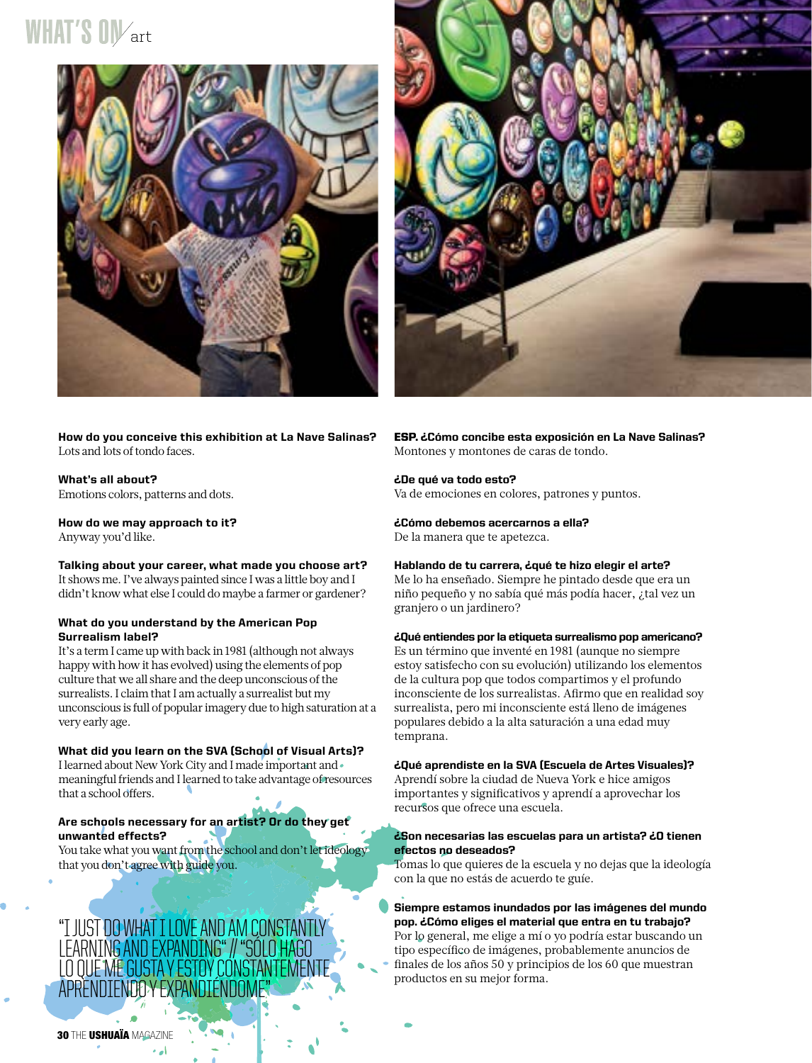**How do you conceive this exhibition at La Nave Salinas?**
Lots and lots of tondo faces.

**What's all about?**
Emotions colors, patterns and dots.

**How do we may approach to it?**
Anyway you'd like.

**Talking about your career, what made you choose art?**
It shows me. I've always painted since I was a little boy and I didn't know what else I could do maybe a farmer or gardener?

**What do you understand by the American Pop Surrealism label?**
It's a term I came up with back in 1981 (although not always happy with how it has evolved) using the elements of pop culture that we all share and the deep unconscious of the surrealists. I claim that I am actually a surrealist but my unconscious is full of popular imagery due to high saturation at a very early age.

**What did you learn on the SVA (School of Visual Arts)?**
I learned about New York City and I made important and meaningful friends and I learned to take advantage of resources that a school offers.

**Are schools necessary for an artist? Or do they get unwanted effects?**
You take what you want from the school and don't let ideology that you don't agree with guide you.

"I JUST DO WHAT I LOVE AND AM CONSTANTLY LEARNING AND EXPANDING" // "SÓLO HAGO LO QUE ME GUSTA Y ESTOY CONSTANTEMENTE APRENDIENDO Y EXPANDIÉNDOME"

**ESP. ¿Cómo concibe esta exposición en La Nave Salinas?**
Montones y montones de caras de tondo.

**¿De qué va todo esto?**
Va de emociones en colores, patrones y puntos.

**¿Cómo debemos acercarnos a ella?**
De la manera que te apetezca.

**Hablando de tu carrera, ¿qué te hizo elegir el arte?**
Me lo ha enseñado. Siempre he pintado desde que era un niño pequeño y no sabía qué más podía hacer, ¿tal vez un granjero o un jardinero?

**¿Qué entiendes por la etiqueta surrealismo pop americano?**
Es un término que inventé en 1981 (aunque no siempre estoy satisfecho con su evolución) utilizando los elementos de la cultura pop que todos compartimos y el profundo inconsciente de los surrealistas. Afirmo que en realidad soy surrealista, pero mi inconsciente está lleno de imágenes populares debido a la alta saturación a una edad muy temprana.

**¿Qué aprendiste en la SVA (Escuela de Artes Visuales)?**
Aprendí sobre la ciudad de Nueva York e hice amigos importantes y significativos y aprendí a aprovechar los recursos que ofrece una escuela.

**¿Son necesarias las escuelas para un artista? ¿O tienen efectos no deseados?**
Tomas lo que quieres de la escuela y no dejas que la ideología con la que no estás de acuerdo te guíe.

**Siempre estamos inundados por las imágenes del mundo pop. ¿Cómo eliges el material que entra en tu trabajo?**
Por lo general, me elige a mí o yo podría estar buscando un tipo específico de imágenes, probablemente anuncios de finales de los años 50 y principios de los 60 que muestran productos en su mejor forma.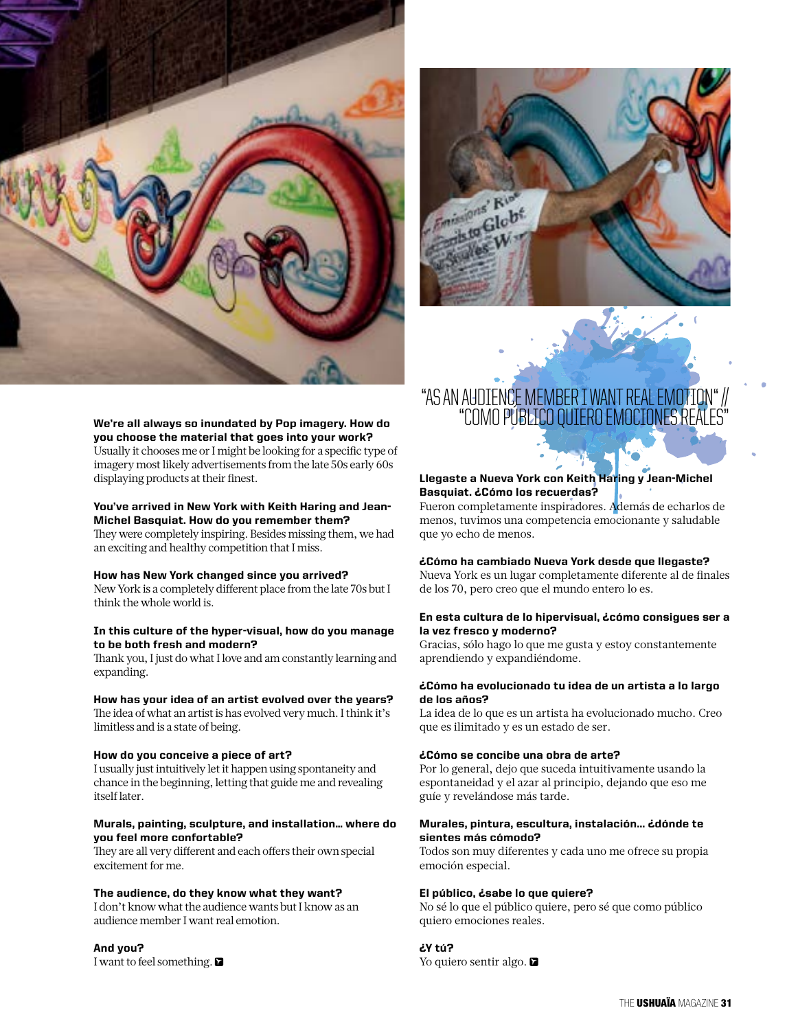## "AS AN AUDIENCE MEMBER I WANT REAL EMOTION" // "COMO PÚBLICO QUIERO EMOCIONES REALES"

**We're all always so inundated by Pop imagery. How do you choose the material that goes into your work?**
Usually it chooses me or I might be looking for a specific type of imagery most likely advertisements from the late 50s early 60s displaying products at their finest.

**You've arrived in New York with Keith Haring and Jean-Michel Basquiat. How do you remember them?**
They were completely inspiring. Besides missing them, we had an exciting and healthy competition that I miss.

**How has New York changed since you arrived?**
New York is a completely different place from the late 70s but I think the whole world is.

**In this culture of the hyper-visual, how do you manage to be both fresh and modern?**
Thank you, I just do what I love and am constantly learning and expanding.

**How has your idea of an artist evolved over the years?**
The idea of what an artist is has evolved very much. I think it's limitless and is a state of being.

**How do you conceive a piece of art?**
I usually just intuitively let it happen using spontaneity and chance in the beginning, letting that guide me and revealing itself later.

**Murals, painting, sculpture, and installation… where do you feel more confortable?**
They are all very different and each offers their own special excitement for me.

**The audience, do they know what they want?**
I don't know what the audience wants but I know as an audience member I want real emotion.

**And you?**
I want to feel something.

**Llegaste a Nueva York con Keith Haring y Jean-Michel Basquiat. ¿Cómo los recuerdas?**
Fueron completamente inspiradores. Además de echarlos de menos, tuvimos una competencia emocionante y saludable que yo echo de menos.

**¿Cómo ha cambiado Nueva York desde que llegaste?**
Nueva York es un lugar completamente diferente al de finales de los 70, pero creo que el mundo entero lo es.

**En esta cultura de lo hipervisual, ¿cómo consigues ser a la vez fresco y moderno?**
Gracias, sólo hago lo que me gusta y estoy constantemente aprendiendo y expandiéndome.

**¿Cómo ha evolucionado tu idea de un artista a lo largo de los años?**
La idea de lo que es un artista ha evolucionado mucho. Creo que es ilimitado y es un estado de ser.

**¿Cómo se concibe una obra de arte?**
Por lo general, dejo que suceda intuitivamente usando la espontaneidad y el azar al principio, dejando que eso me guíe y revelándose más tarde.

**Murales, pintura, escultura, instalación… ¿dónde te sientes más cómodo?**
Todos son muy diferentes y cada uno me ofrece su propia emoción especial.

**El público, ¿sabe lo que quiere?**
No sé lo que el público quiere, pero sé que como público quiero emociones reales.

**¿Y tú?**
Yo quiero sentir algo.